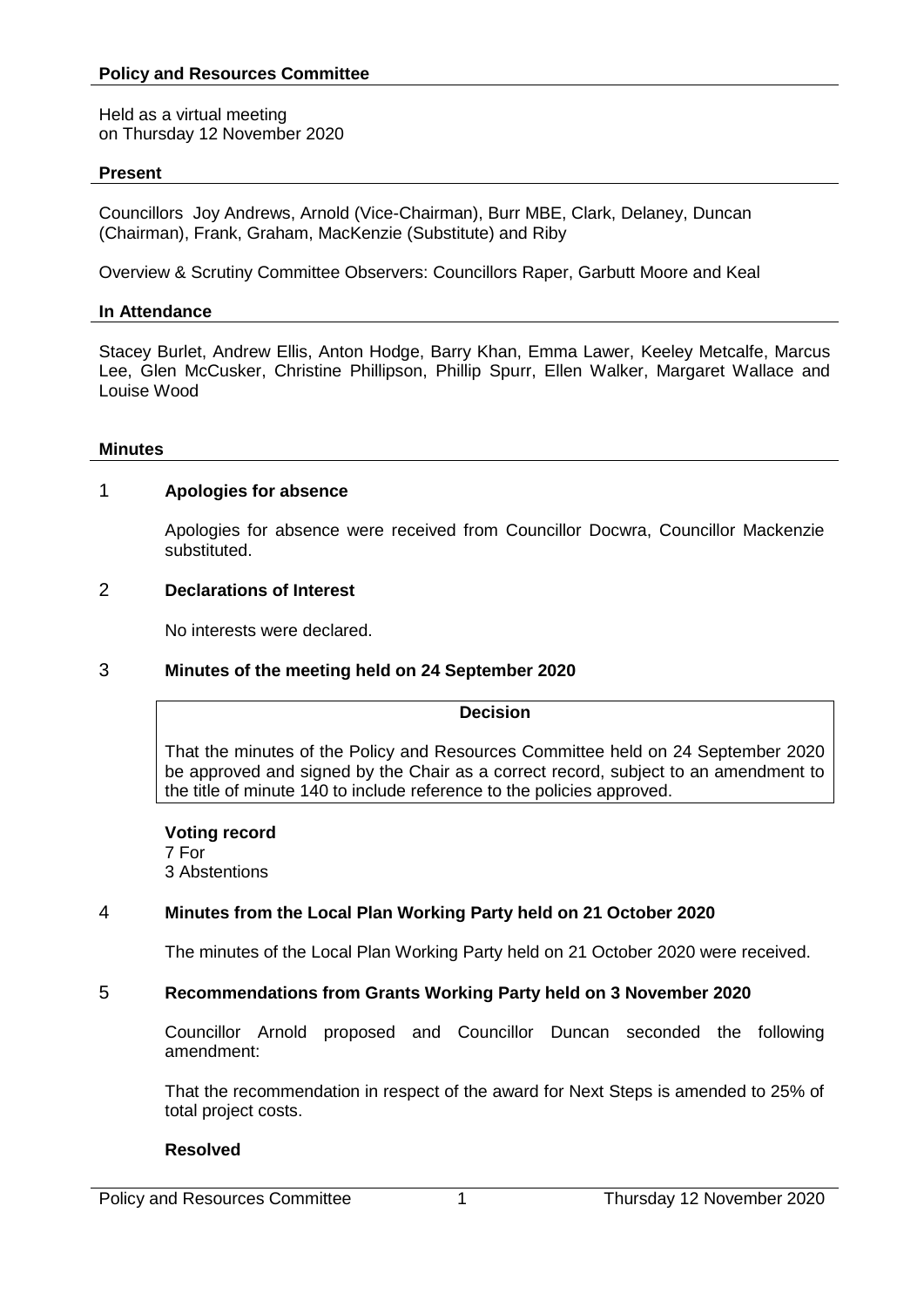# Policy and Resources Committee

Held as a virtual meeting
on Thursday 12 November 2020

## Present

Councillors Joy Andrews, Arnold (Vice-Chairman), Burr MBE, Clark, Delaney, Duncan (Chairman), Frank, Graham, MacKenzie (Substitute) and Riby

Overview & Scrutiny Committee Observers: Councillors Raper, Garbutt Moore and Keal

## In Attendance

Stacey Burlet, Andrew Ellis, Anton Hodge, Barry Khan, Emma Lawer, Keeley Metcalfe, Marcus Lee, Glen McCusker, Christine Phillipson, Phillip Spurr, Ellen Walker, Margaret Wallace and Louise Wood

## Minutes

### 1 Apologies for absence

Apologies for absence were received from Councillor Docwra, Councillor Mackenzie substituted.

### 2 Declarations of Interest

No interests were declared.

### 3 Minutes of the meeting held on 24 September 2020

**Decision**

That the minutes of the Policy and Resources Committee held on 24 September 2020 be approved and signed by the Chair as a correct record, subject to an amendment to the title of minute 140 to include reference to the policies approved.

**Voting record**
7 For
3 Abstentions

### 4 Minutes from the Local Plan Working Party held on 21 October 2020

The minutes of the Local Plan Working Party held on 21 October 2020 were received.

### 5 Recommendations from Grants Working Party held on 3 November 2020

Councillor Arnold proposed and Councillor Duncan seconded the following amendment:

That the recommendation in respect of the award for Next Steps is amended to 25% of total project costs.

**Resolved**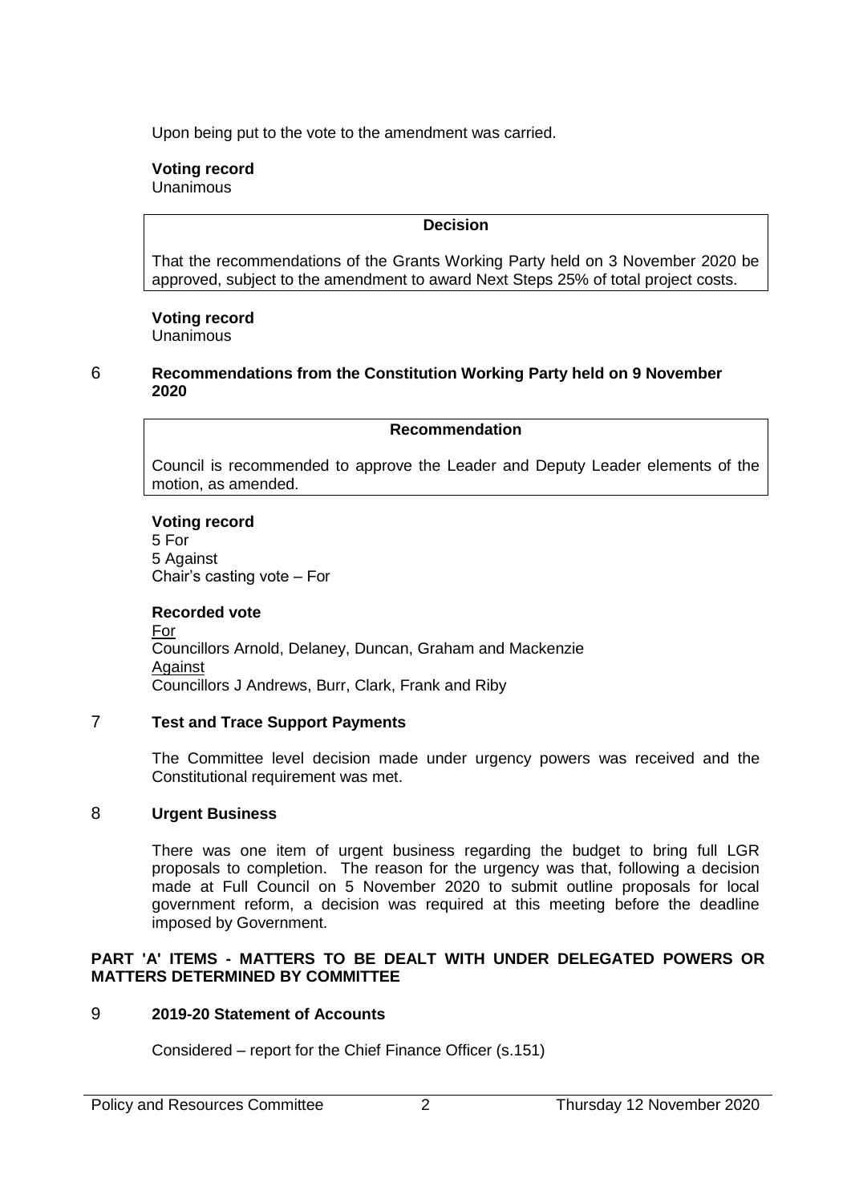Upon being put to the vote to the amendment was carried.

**Voting record**
Unanimous

**Decision**

That the recommendations of the Grants Working Party held on 3 November 2020 be approved, subject to the amendment to award Next Steps 25% of total project costs.

**Voting record**
Unanimous

## 6 Recommendations from the Constitution Working Party held on 9 November 2020

**Recommendation**

Council is recommended to approve the Leader and Deputy Leader elements of the motion, as amended.

**Voting record**
5 For
5 Against
Chair's casting vote – For

**Recorded vote**
For
Councillors Arnold, Delaney, Duncan, Graham and Mackenzie
Against
Councillors J Andrews, Burr, Clark, Frank and Riby

## 7 Test and Trace Support Payments

The Committee level decision made under urgency powers was received and the Constitutional requirement was met.

## 8 Urgent Business

There was one item of urgent business regarding the budget to bring full LGR proposals to completion. The reason for the urgency was that, following a decision made at Full Council on 5 November 2020 to submit outline proposals for local government reform, a decision was required at this meeting before the deadline imposed by Government.

**PART 'A' ITEMS - MATTERS TO BE DEALT WITH UNDER DELEGATED POWERS OR MATTERS DETERMINED BY COMMITTEE**

## 9 2019-20 Statement of Accounts

Considered – report for the Chief Finance Officer (s.151)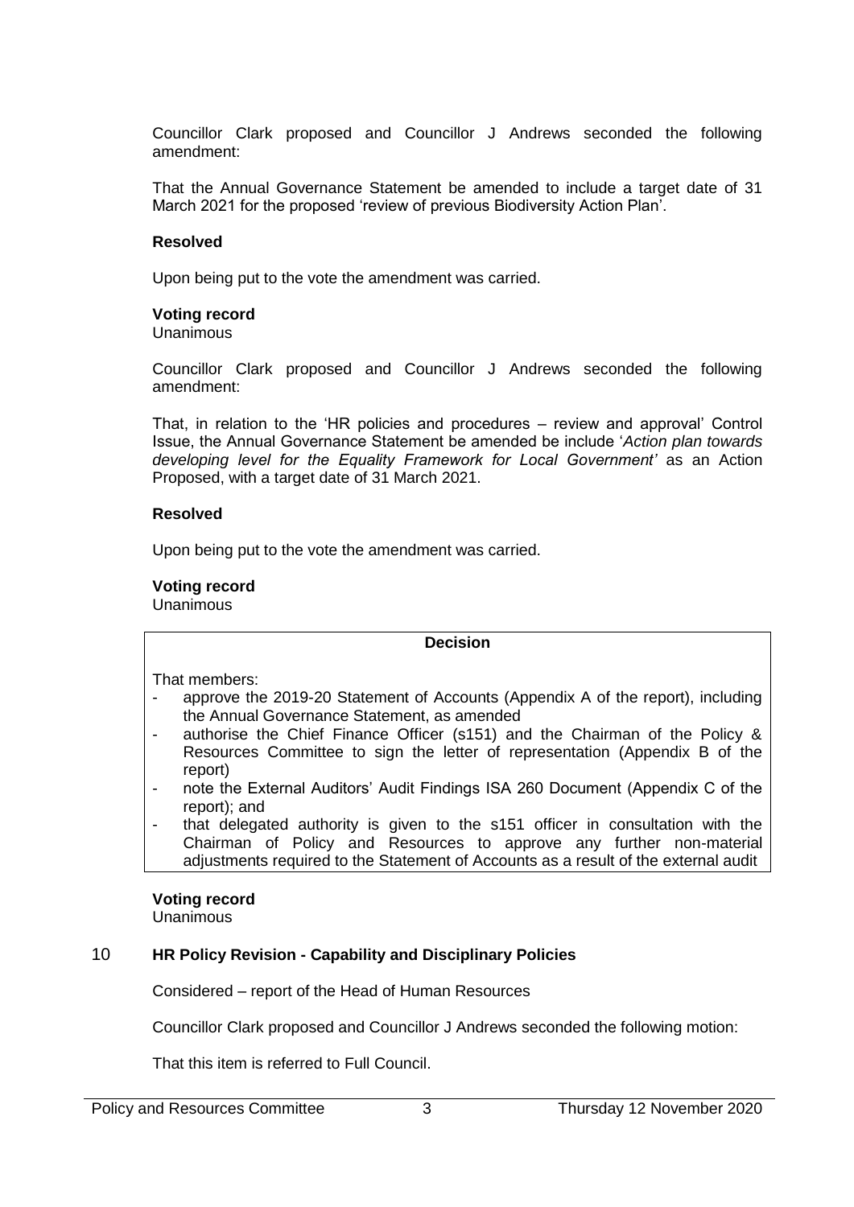Councillor Clark proposed and Councillor J Andrews seconded the following amendment:

That the Annual Governance Statement be amended to include a target date of 31 March 2021 for the proposed 'review of previous Biodiversity Action Plan'.

**Resolved**

Upon being put to the vote the amendment was carried.

**Voting record**
Unanimous

Councillor Clark proposed and Councillor J Andrews seconded the following amendment:

That, in relation to the 'HR policies and procedures – review and approval' Control Issue, the Annual Governance Statement be amended be include '*Action plan towards developing level for the Equality Framework for Local Government'* as an Action Proposed, with a target date of 31 March 2021.

**Resolved**

Upon being put to the vote the amendment was carried.

**Voting record**
Unanimous

**Decision**

That members:

- approve the 2019-20 Statement of Accounts (Appendix A of the report), including the Annual Governance Statement, as amended
- authorise the Chief Finance Officer (s151) and the Chairman of the Policy & Resources Committee to sign the letter of representation (Appendix B of the report)
- note the External Auditors' Audit Findings ISA 260 Document (Appendix C of the report); and
- that delegated authority is given to the s151 officer in consultation with the Chairman of Policy and Resources to approve any further non-material adjustments required to the Statement of Accounts as a result of the external audit

**Voting record**
Unanimous

## 10 HR Policy Revision - Capability and Disciplinary Policies

Considered – report of the Head of Human Resources

Councillor Clark proposed and Councillor J Andrews seconded the following motion:

That this item is referred to Full Council.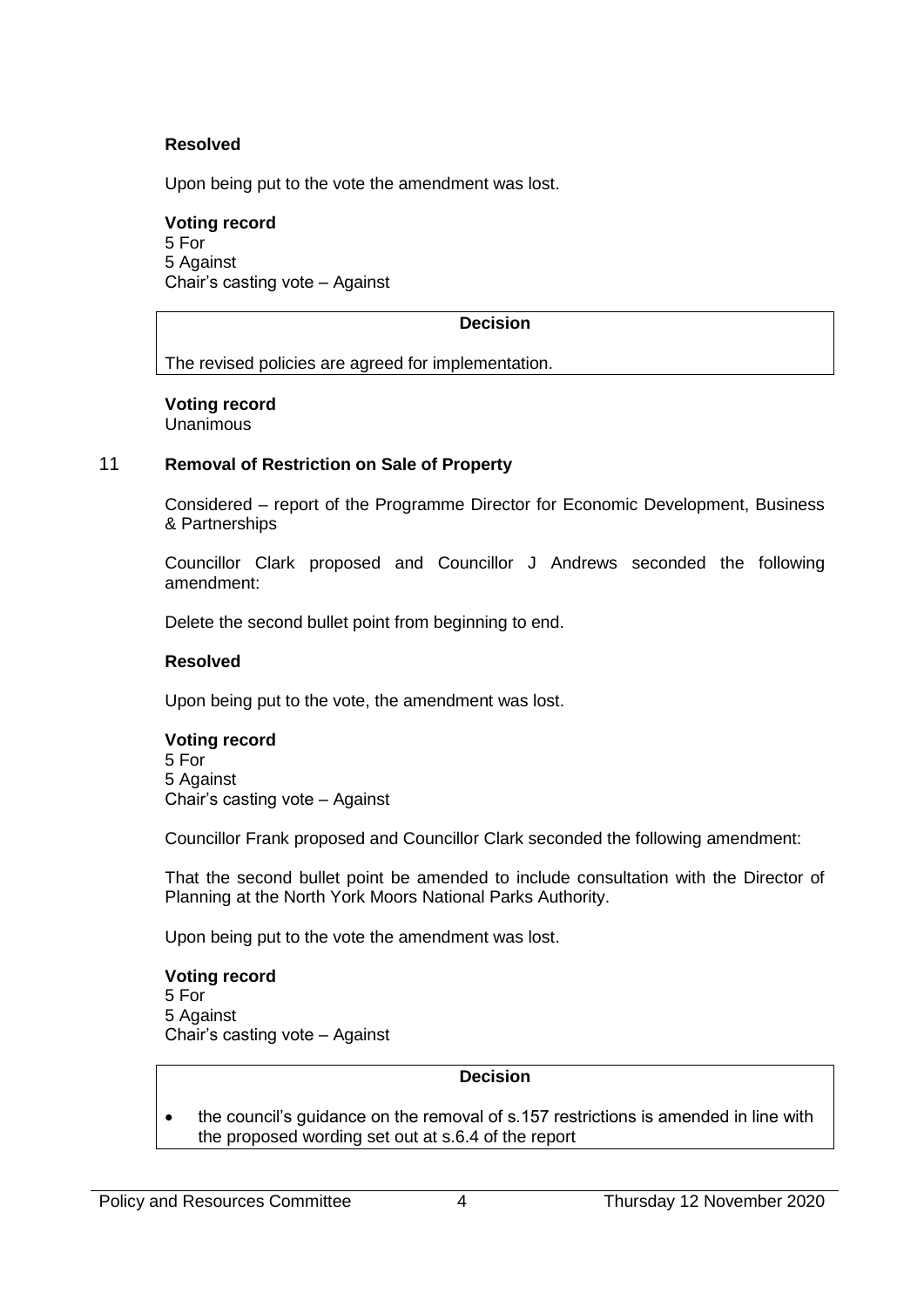**Resolved**

Upon being put to the vote the amendment was lost.

**Voting record**
5 For
5 Against
Chair's casting vote – Against

| **Decision** |
| --- |
| The revised policies are agreed for implementation. |

**Voting record**
Unanimous

## 11 Removal of Restriction on Sale of Property

Considered – report of the Programme Director for Economic Development, Business & Partnerships

Councillor Clark proposed and Councillor J Andrews seconded the following amendment:

Delete the second bullet point from beginning to end.

**Resolved**

Upon being put to the vote, the amendment was lost.

**Voting record**
5 For
5 Against
Chair's casting vote – Against

Councillor Frank proposed and Councillor Clark seconded the following amendment:

That the second bullet point be amended to include consultation with the Director of Planning at the North York Moors National Parks Authority.

Upon being put to the vote the amendment was lost.

**Voting record**
5 For
5 Against
Chair's casting vote – Against

| **Decision** |
| --- |
| • the council's guidance on the removal of s.157 restrictions is amended in line with the proposed wording set out at s.6.4 of the report |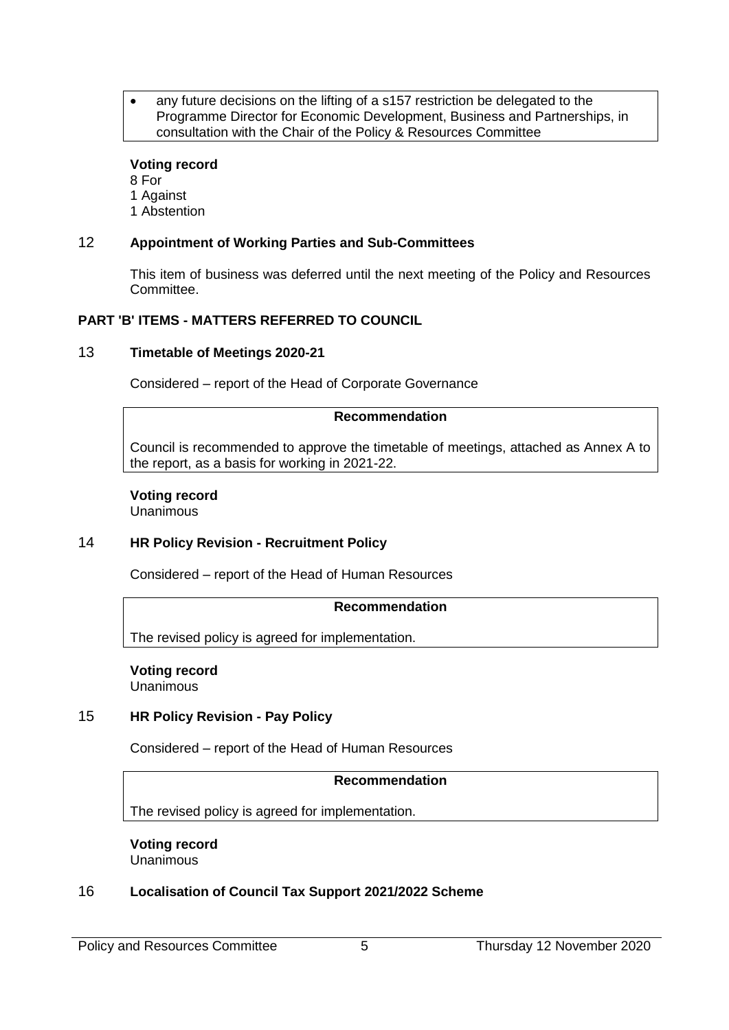- any future decisions on the lifting of a s157 restriction be delegated to the Programme Director for Economic Development, Business and Partnerships, in consultation with the Chair of the Policy & Resources Committee

**Voting record**
8 For
1 Against
1 Abstention

## 12 Appointment of Working Parties and Sub-Committees

This item of business was deferred until the next meeting of the Policy and Resources Committee.

## PART 'B' ITEMS - MATTERS REFERRED TO COUNCIL

## 13 Timetable of Meetings 2020-21

Considered – report of the Head of Corporate Governance

**Recommendation**

Council is recommended to approve the timetable of meetings, attached as Annex A to the report, as a basis for working in 2021-22.

**Voting record**
Unanimous

## 14 HR Policy Revision - Recruitment Policy

Considered – report of the Head of Human Resources

**Recommendation**

The revised policy is agreed for implementation.

**Voting record**
Unanimous

## 15 HR Policy Revision - Pay Policy

Considered – report of the Head of Human Resources

**Recommendation**

The revised policy is agreed for implementation.

**Voting record**
Unanimous

## 16 Localisation of Council Tax Support 2021/2022 Scheme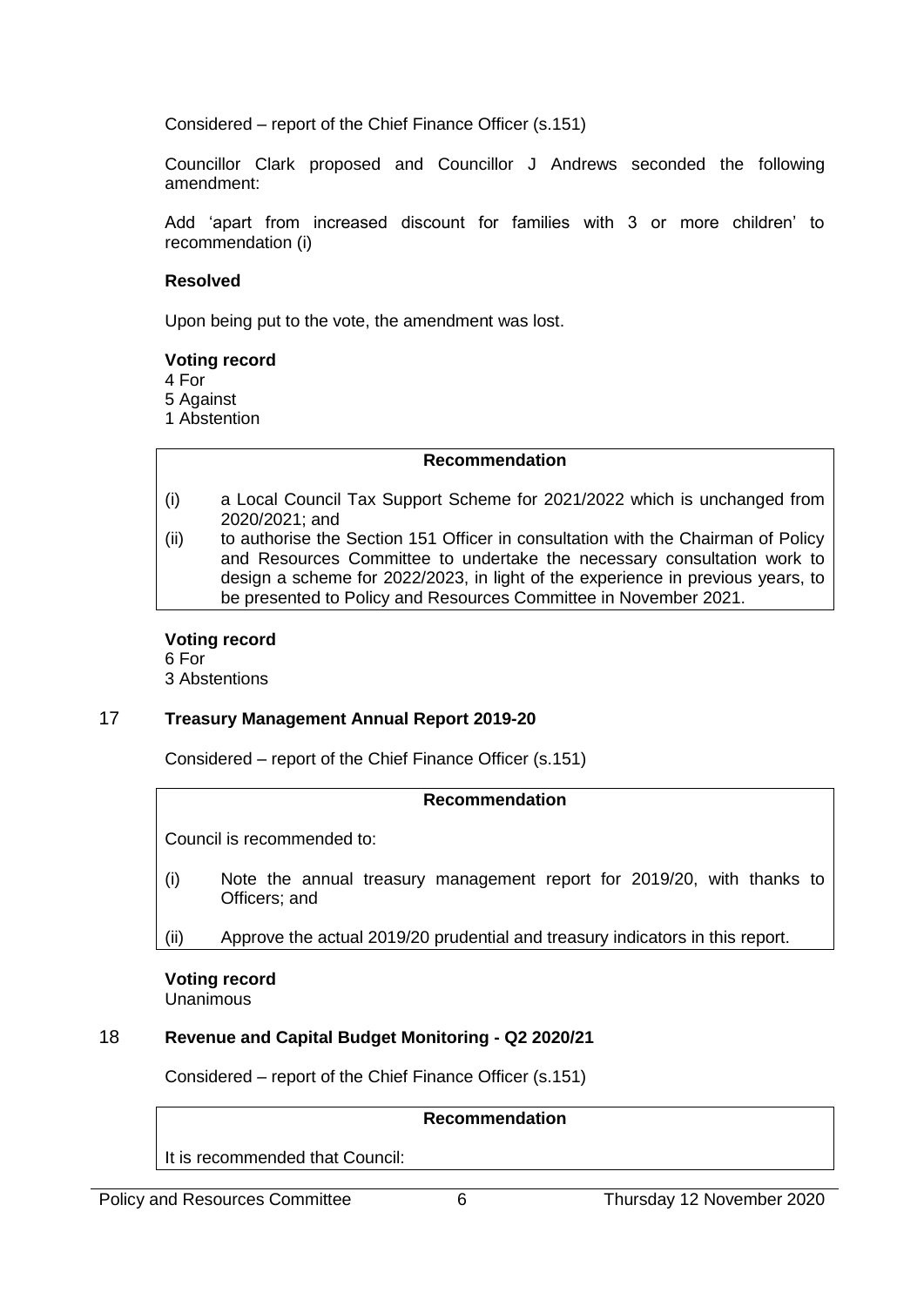Considered – report of the Chief Finance Officer (s.151)

Councillor Clark proposed and Councillor J Andrews seconded the following amendment:

Add 'apart from increased discount for families with 3 or more children' to recommendation (i)

**Resolved**

Upon being put to the vote, the amendment was lost.

**Voting record**
4 For
5 Against
1 Abstention

**Recommendation**

(i) a Local Council Tax Support Scheme for 2021/2022 which is unchanged from 2020/2021; and
(ii) to authorise the Section 151 Officer in consultation with the Chairman of Policy and Resources Committee to undertake the necessary consultation work to design a scheme for 2022/2023, in light of the experience in previous years, to be presented to Policy and Resources Committee in November 2021.

**Voting record**
6 For
3 Abstentions

## 17 Treasury Management Annual Report 2019-20

Considered – report of the Chief Finance Officer (s.151)

**Recommendation**

Council is recommended to:

(i) Note the annual treasury management report for 2019/20, with thanks to Officers; and

(ii) Approve the actual 2019/20 prudential and treasury indicators in this report.

**Voting record**
Unanimous

## 18 Revenue and Capital Budget Monitoring - Q2 2020/21

Considered – report of the Chief Finance Officer (s.151)

**Recommendation**

It is recommended that Council: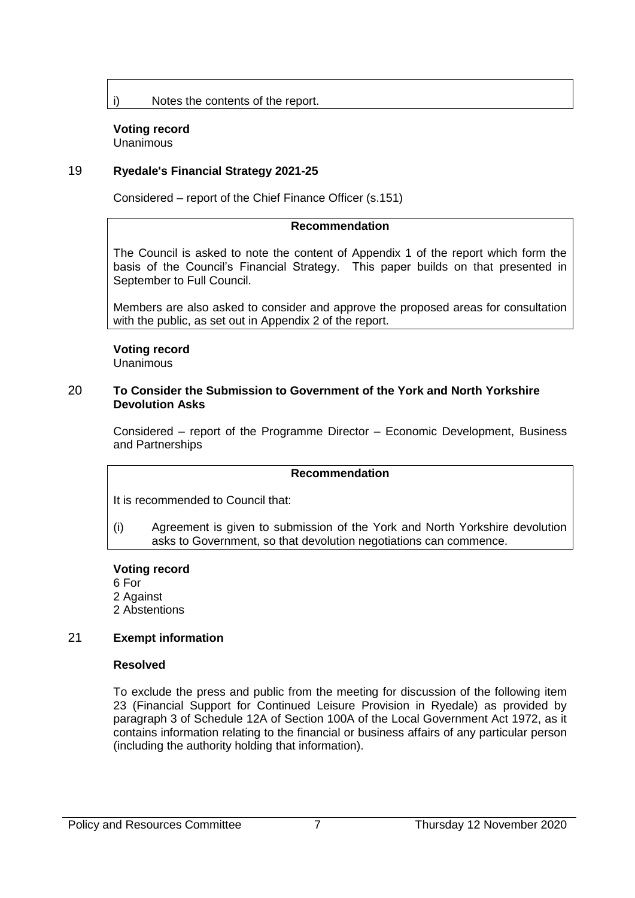i) Notes the contents of the report.

**Voting record**
Unanimous

### 19 Ryedale's Financial Strategy 2021-25

Considered – report of the Chief Finance Officer (s.151)

**Recommendation**

The Council is asked to note the content of Appendix 1 of the report which form the basis of the Council's Financial Strategy. This paper builds on that presented in September to Full Council.

Members are also asked to consider and approve the proposed areas for consultation with the public, as set out in Appendix 2 of the report.

**Voting record**
Unanimous

### 20 To Consider the Submission to Government of the York and North Yorkshire Devolution Asks

Considered – report of the Programme Director – Economic Development, Business and Partnerships

**Recommendation**

It is recommended to Council that:

(i) Agreement is given to submission of the York and North Yorkshire devolution asks to Government, so that devolution negotiations can commence.

**Voting record**
6 For
2 Against
2 Abstentions

### 21 Exempt information

**Resolved**

To exclude the press and public from the meeting for discussion of the following item 23 (Financial Support for Continued Leisure Provision in Ryedale) as provided by paragraph 3 of Schedule 12A of Section 100A of the Local Government Act 1972, as it contains information relating to the financial or business affairs of any particular person (including the authority holding that information).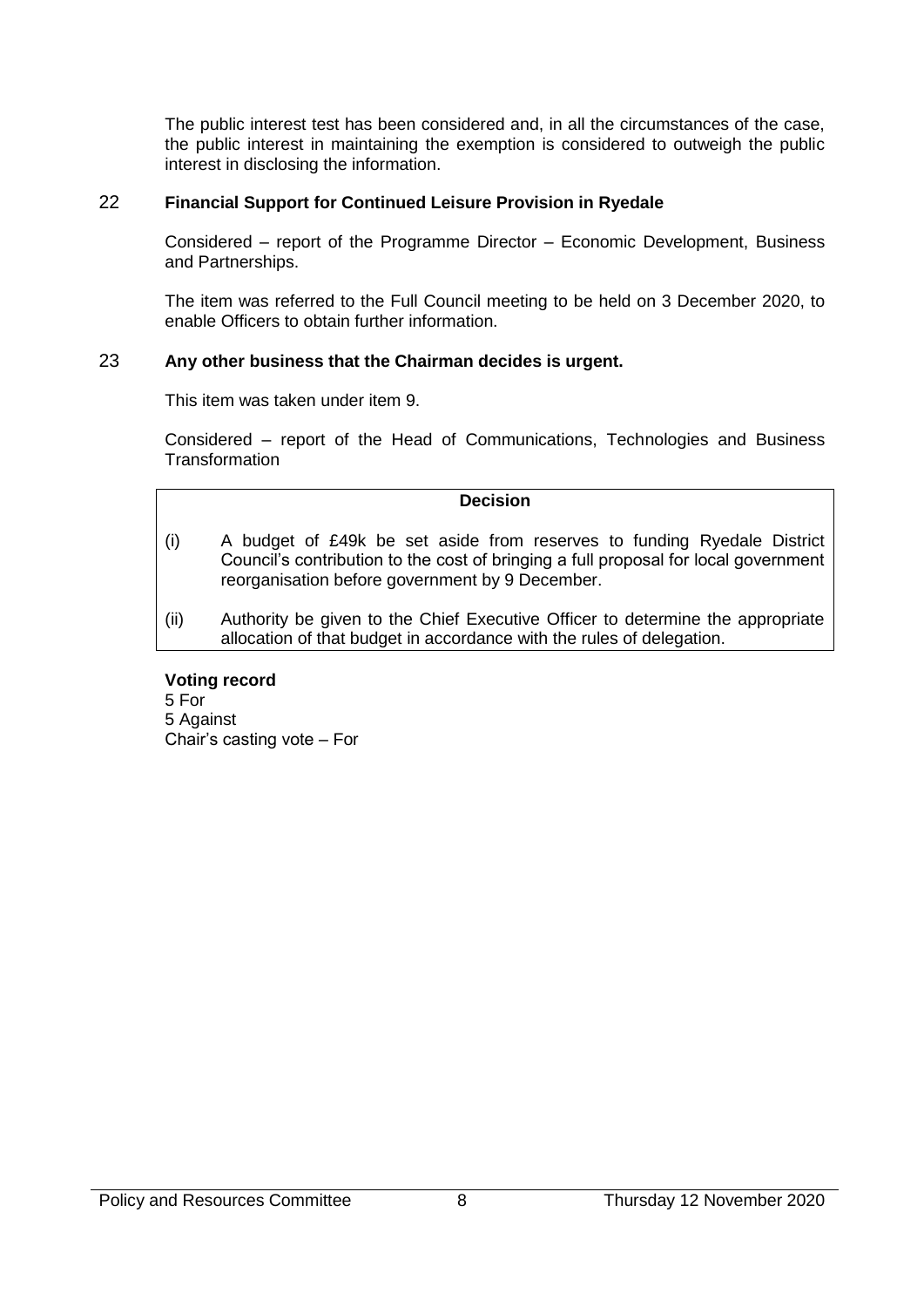The public interest test has been considered and, in all the circumstances of the case, the public interest in maintaining the exemption is considered to outweigh the public interest in disclosing the information.

## 22 Financial Support for Continued Leisure Provision in Ryedale

Considered – report of the Programme Director – Economic Development, Business and Partnerships.

The item was referred to the Full Council meeting to be held on 3 December 2020, to enable Officers to obtain further information.

## 23 Any other business that the Chairman decides is urgent.

This item was taken under item 9.

Considered – report of the Head of Communications, Technologies and Business Transformation

**Decision**

(i) A budget of £49k be set aside from reserves to funding Ryedale District Council's contribution to the cost of bringing a full proposal for local government reorganisation before government by 9 December.

(ii) Authority be given to the Chief Executive Officer to determine the appropriate allocation of that budget in accordance with the rules of delegation.

**Voting record**
5 For
5 Against
Chair's casting vote – For